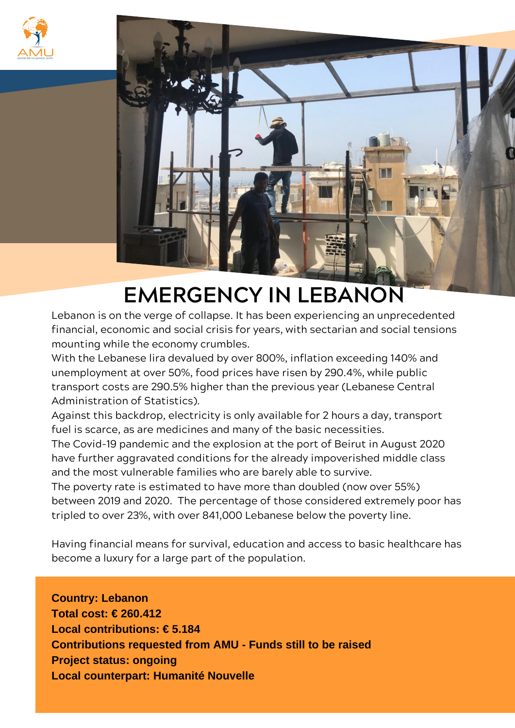# EMERGENCY IN LEBANON

Lebanon is on the verge of collapse. It has been experiencing an unprecedented financial, economic and social crisis for years, with sectarian and social tensions mounting while the economy crumbles.

With the Lebanese lira devalued by over 800%, inflation exceeding 140% and unemployment at over 50%, food prices have risen by 290.4%, while public transport costs are 290.5% higher than the previous year (Lebanese Central Administration of Statistics).

Against this backdrop, electricity is only available for 2 hours a day, transport fuel is scarce, as are medicines and many of the basic necessities.

The Covid-19 pandemic and the explosion at the port of Beirut in August 2020 have further aggravated conditions for the already impoverished middle class and the most vulnerable families who are barely able to survive.

The poverty rate is estimated to have more than doubled (now over 55%) between 2019 and 2020. The percentage of those considered extremely poor has tripled to over 23%, with over 841,000 Lebanese below the poverty line.

Having financial means for survival, education and access to basic healthcare has become a luxury for a large part of the population.

**Country: Lebanon**
**Total cost: € 260.412**
**Local contributions: € 5.184**
**Contributions requested from AMU - Funds still to be raised**
**Project status: ongoing**
**Local counterpart: Humanité Nouvelle**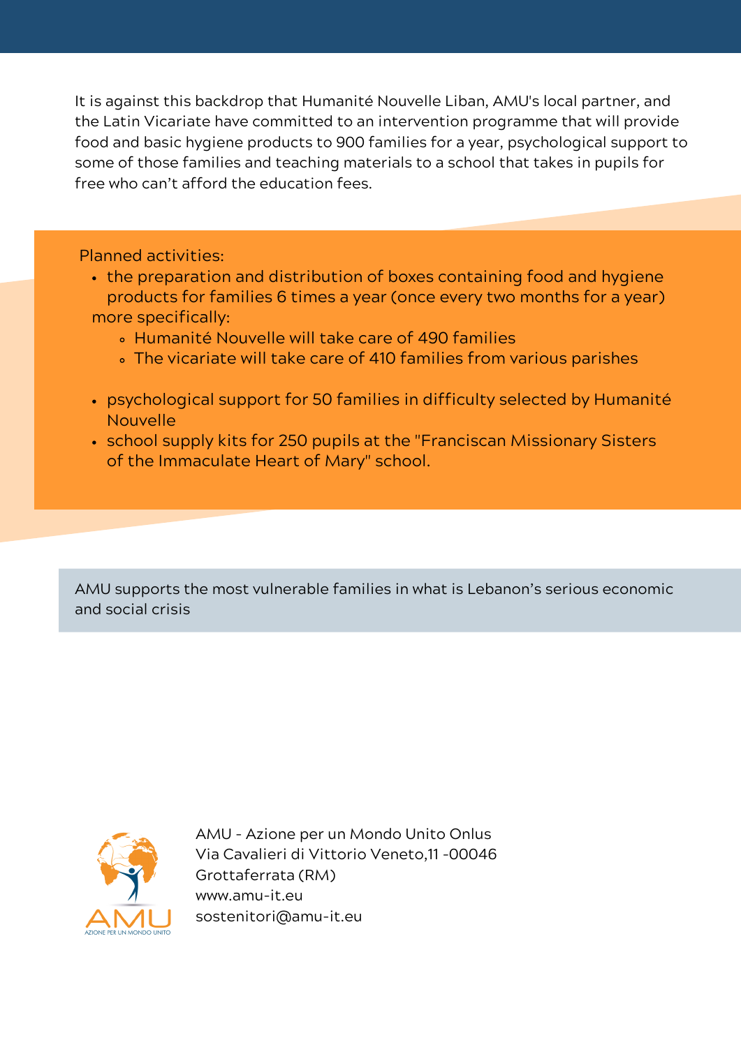It is against this backdrop that Humanité Nouvelle Liban, AMU's local partner, and the Latin Vicariate have committed to an intervention programme that will provide food and basic hygiene products to 900 families for a year, psychological support to some of those families and teaching materials to a school that takes in pupils for free who can't afford the education fees.

Planned activities:

- the preparation and distribution of boxes containing food and hygiene products for families 6 times a year (once every two months for a year) more specifically:
  - Humanité Nouvelle will take care of 490 families
  - The vicariate will take care of 410 families from various parishes
- psychological support for 50 families in difficulty selected by Humanité Nouvelle
- school supply kits for 250 pupils at the "Franciscan Missionary Sisters of the Immaculate Heart of Mary" school.

AMU supports the most vulnerable families in what is Lebanon's serious economic and social crisis

AMU - Azione per un Mondo Unito Onlus
Via Cavalieri di Vittorio Veneto,11 -00046
Grottaferrata (RM)
www.amu-it.eu
sostenitori@amu-it.eu